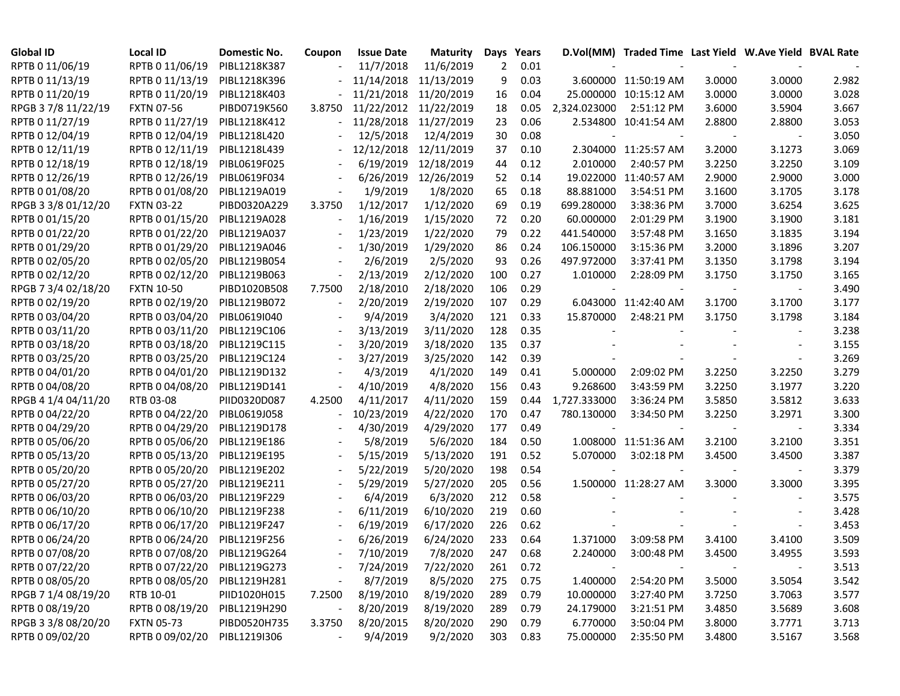| Global ID | Local ID | Domestic No. | Coupon | Issue Date | Maturity | Days | Years | D.Vol(MM) | Traded Time | Last Yield | W.Ave Yield | BVAL Rate |
|---|---|---|---|---|---|---|---|---|---|---|---|---|
| RPTB 0 11/06/19 | RPTB 0 11/06/19 | PIBL1218K387 | - | 11/7/2018 | 11/6/2019 | 2 | 0.01 | - | - | - | - | - |
| RPTB 0 11/13/19 | RPTB 0 11/13/19 | PIBL1218K396 | - | 11/14/2018 | 11/13/2019 | 9 | 0.03 | 3.600000 | 11:50:19 AM | 3.0000 | 3.0000 | 2.982 |
| RPTB 0 11/20/19 | RPTB 0 11/20/19 | PIBL1218K403 | - | 11/21/2018 | 11/20/2019 | 16 | 0.04 | 25.000000 | 10:15:12 AM | 3.0000 | 3.0000 | 3.028 |
| RPGB 3 7/8 11/22/19 | FXTN 07-56 | PIBD0719K560 | 3.8750 | 11/22/2012 | 11/22/2019 | 18 | 0.05 | 2,324.023000 | 2:51:12 PM | 3.6000 | 3.5904 | 3.667 |
| RPTB 0 11/27/19 | RPTB 0 11/27/19 | PIBL1218K412 | - | 11/28/2018 | 11/27/2019 | 23 | 0.06 | 2.534800 | 10:41:54 AM | 2.8800 | 2.8800 | 3.053 |
| RPTB 0 12/04/19 | RPTB 0 12/04/19 | PIBL1218L420 | - | 12/5/2018 | 12/4/2019 | 30 | 0.08 | - | - | - | - | 3.050 |
| RPTB 0 12/11/19 | RPTB 0 12/11/19 | PIBL1218L439 | - | 12/12/2018 | 12/11/2019 | 37 | 0.10 | 2.304000 | 11:25:57 AM | 3.2000 | 3.1273 | 3.069 |
| RPTB 0 12/18/19 | RPTB 0 12/18/19 | PIBL0619F025 | - | 6/19/2019 | 12/18/2019 | 44 | 0.12 | 2.010000 | 2:40:57 PM | 3.2250 | 3.2250 | 3.109 |
| RPTB 0 12/26/19 | RPTB 0 12/26/19 | PIBL0619F034 | - | 6/26/2019 | 12/26/2019 | 52 | 0.14 | 19.022000 | 11:40:57 AM | 2.9000 | 2.9000 | 3.000 |
| RPTB 0 01/08/20 | RPTB 0 01/08/20 | PIBL1219A019 | - | 1/9/2019 | 1/8/2020 | 65 | 0.18 | 88.881000 | 3:54:51 PM | 3.1600 | 3.1705 | 3.178 |
| RPGB 3 3/8 01/12/20 | FXTN 03-22 | PIBD0320A229 | 3.3750 | 1/12/2017 | 1/12/2020 | 69 | 0.19 | 699.280000 | 3:38:36 PM | 3.7000 | 3.6254 | 3.625 |
| RPTB 0 01/15/20 | RPTB 0 01/15/20 | PIBL1219A028 | - | 1/16/2019 | 1/15/2020 | 72 | 0.20 | 60.000000 | 2:01:29 PM | 3.1900 | 3.1900 | 3.181 |
| RPTB 0 01/22/20 | RPTB 0 01/22/20 | PIBL1219A037 | - | 1/23/2019 | 1/22/2020 | 79 | 0.22 | 441.540000 | 3:57:48 PM | 3.1650 | 3.1835 | 3.194 |
| RPTB 0 01/29/20 | RPTB 0 01/29/20 | PIBL1219A046 | - | 1/30/2019 | 1/29/2020 | 86 | 0.24 | 106.150000 | 3:15:36 PM | 3.2000 | 3.1896 | 3.207 |
| RPTB 0 02/05/20 | RPTB 0 02/05/20 | PIBL1219B054 | - | 2/6/2019 | 2/5/2020 | 93 | 0.26 | 497.972000 | 3:37:41 PM | 3.1350 | 3.1798 | 3.194 |
| RPTB 0 02/12/20 | RPTB 0 02/12/20 | PIBL1219B063 | - | 2/13/2019 | 2/12/2020 | 100 | 0.27 | 1.010000 | 2:28:09 PM | 3.1750 | 3.1750 | 3.165 |
| RPGB 7 3/4 02/18/20 | FXTN 10-50 | PIBD1020B508 | 7.7500 | 2/18/2010 | 2/18/2020 | 106 | 0.29 | - | - | - | - | 3.490 |
| RPTB 0 02/19/20 | RPTB 0 02/19/20 | PIBL1219B072 | - | 2/20/2019 | 2/19/2020 | 107 | 0.29 | 6.043000 | 11:42:40 AM | 3.1700 | 3.1700 | 3.177 |
| RPTB 0 03/04/20 | RPTB 0 03/04/20 | PIBL0619I040 | - | 9/4/2019 | 3/4/2020 | 121 | 0.33 | 15.870000 | 2:48:21 PM | 3.1750 | 3.1798 | 3.184 |
| RPTB 0 03/11/20 | RPTB 0 03/11/20 | PIBL1219C106 | - | 3/13/2019 | 3/11/2020 | 128 | 0.35 | - | - | - | - | 3.238 |
| RPTB 0 03/18/20 | RPTB 0 03/18/20 | PIBL1219C115 | - | 3/20/2019 | 3/18/2020 | 135 | 0.37 | - | - | - | - | 3.155 |
| RPTB 0 03/25/20 | RPTB 0 03/25/20 | PIBL1219C124 | - | 3/27/2019 | 3/25/2020 | 142 | 0.39 | - | - | - | - | 3.269 |
| RPTB 0 04/01/20 | RPTB 0 04/01/20 | PIBL1219D132 | - | 4/3/2019 | 4/1/2020 | 149 | 0.41 | 5.000000 | 2:09:02 PM | 3.2250 | 3.2250 | 3.279 |
| RPTB 0 04/08/20 | RPTB 0 04/08/20 | PIBL1219D141 | - | 4/10/2019 | 4/8/2020 | 156 | 0.43 | 9.268600 | 3:43:59 PM | 3.2250 | 3.1977 | 3.220 |
| RPGB 4 1/4 04/11/20 | RTB 03-08 | PIID0320D087 | 4.2500 | 4/11/2017 | 4/11/2020 | 159 | 0.44 | 1,727.333000 | 3:36:24 PM | 3.5850 | 3.5812 | 3.633 |
| RPTB 0 04/22/20 | RPTB 0 04/22/20 | PIBL0619J058 | - | 10/23/2019 | 4/22/2020 | 170 | 0.47 | 780.130000 | 3:34:50 PM | 3.2250 | 3.2971 | 3.300 |
| RPTB 0 04/29/20 | RPTB 0 04/29/20 | PIBL1219D178 | - | 4/30/2019 | 4/29/2020 | 177 | 0.49 | - | - | - | - | 3.334 |
| RPTB 0 05/06/20 | RPTB 0 05/06/20 | PIBL1219E186 | - | 5/8/2019 | 5/6/2020 | 184 | 0.50 | 1.008000 | 11:51:36 AM | 3.2100 | 3.2100 | 3.351 |
| RPTB 0 05/13/20 | RPTB 0 05/13/20 | PIBL1219E195 | - | 5/15/2019 | 5/13/2020 | 191 | 0.52 | 5.070000 | 3:02:18 PM | 3.4500 | 3.4500 | 3.387 |
| RPTB 0 05/20/20 | RPTB 0 05/20/20 | PIBL1219E202 | - | 5/22/2019 | 5/20/2020 | 198 | 0.54 | - | - | - | - | 3.379 |
| RPTB 0 05/27/20 | RPTB 0 05/27/20 | PIBL1219E211 | - | 5/29/2019 | 5/27/2020 | 205 | 0.56 | 1.500000 | 11:28:27 AM | 3.3000 | 3.3000 | 3.395 |
| RPTB 0 06/03/20 | RPTB 0 06/03/20 | PIBL1219F229 | - | 6/4/2019 | 6/3/2020 | 212 | 0.58 | - | - | - | - | 3.575 |
| RPTB 0 06/10/20 | RPTB 0 06/10/20 | PIBL1219F238 | - | 6/11/2019 | 6/10/2020 | 219 | 0.60 | - | - | - | - | 3.428 |
| RPTB 0 06/17/20 | RPTB 0 06/17/20 | PIBL1219F247 | - | 6/19/2019 | 6/17/2020 | 226 | 0.62 | - | - | - | - | 3.453 |
| RPTB 0 06/24/20 | RPTB 0 06/24/20 | PIBL1219F256 | - | 6/26/2019 | 6/24/2020 | 233 | 0.64 | 1.371000 | 3:09:58 PM | 3.4100 | 3.4100 | 3.509 |
| RPTB 0 07/08/20 | RPTB 0 07/08/20 | PIBL1219G264 | - | 7/10/2019 | 7/8/2020 | 247 | 0.68 | 2.240000 | 3:00:48 PM | 3.4500 | 3.4955 | 3.593 |
| RPTB 0 07/22/20 | RPTB 0 07/22/20 | PIBL1219G273 | - | 7/24/2019 | 7/22/2020 | 261 | 0.72 | - | - | - | - | 3.513 |
| RPTB 0 08/05/20 | RPTB 0 08/05/20 | PIBL1219H281 | - | 8/7/2019 | 8/5/2020 | 275 | 0.75 | 1.400000 | 2:54:20 PM | 3.5000 | 3.5054 | 3.542 |
| RPGB 7 1/4 08/19/20 | RTB 10-01 | PIID1020H015 | 7.2500 | 8/19/2010 | 8/19/2020 | 289 | 0.79 | 10.000000 | 3:27:40 PM | 3.7250 | 3.7063 | 3.577 |
| RPTB 0 08/19/20 | RPTB 0 08/19/20 | PIBL1219H290 | - | 8/20/2019 | 8/19/2020 | 289 | 0.79 | 24.179000 | 3:21:51 PM | 3.4850 | 3.5689 | 3.608 |
| RPGB 3 3/8 08/20/20 | FXTN 05-73 | PIBD0520H735 | 3.3750 | 8/20/2015 | 8/20/2020 | 290 | 0.79 | 6.770000 | 3:50:04 PM | 3.8000 | 3.7771 | 3.713 |
| RPTB 0 09/02/20 | RPTB 0 09/02/20 | PIBL1219I306 | - | 9/4/2019 | 9/2/2020 | 303 | 0.83 | 75.000000 | 2:35:50 PM | 3.4800 | 3.5167 | 3.568 |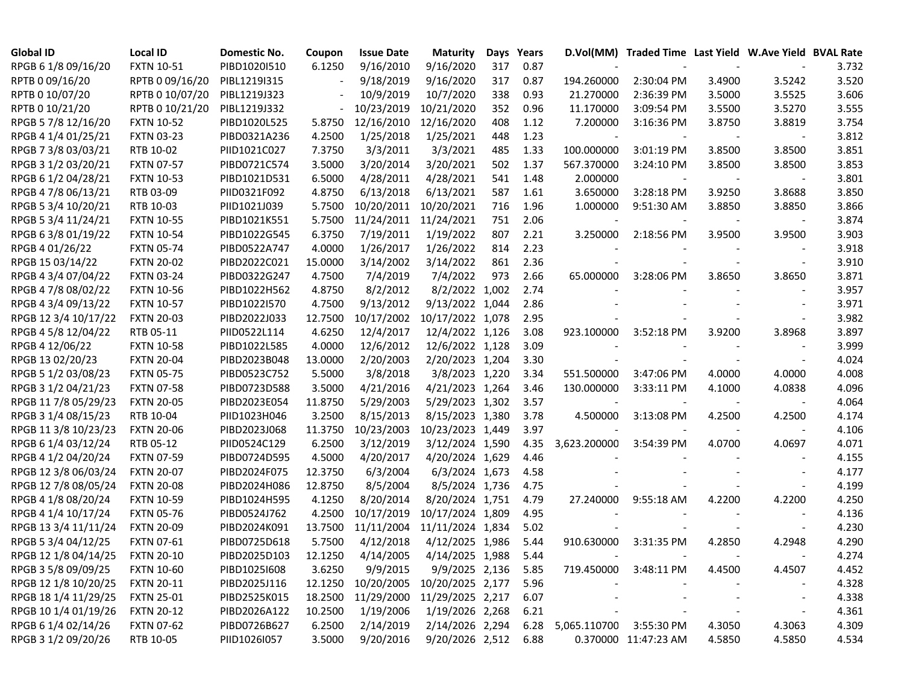| Global ID | Local ID | Domestic No. | Coupon | Issue Date | Maturity | Days | Years | D.Vol(MM) | Traded Time | Last Yield | W.Ave Yield | BVAL Rate |
|---|---|---|---|---|---|---|---|---|---|---|---|---|
| RPGB 6 1/8 09/16/20 | FXTN 10-51 | PIBD1020I510 | 6.1250 | 9/16/2010 | 9/16/2020 | 317 | 0.87 | - | - | - | - | 3.732 |
| RPTB 0 09/16/20 | RPTB 0 09/16/20 | PIBL1219I315 | - | 9/18/2019 | 9/16/2020 | 317 | 0.87 | 194.260000 | 2:30:04 PM | 3.4900 | 3.5242 | 3.520 |
| RPTB 0 10/07/20 | RPTB 0 10/07/20 | PIBL1219J323 | - | 10/9/2019 | 10/7/2020 | 338 | 0.93 | 21.270000 | 2:36:39 PM | 3.5000 | 3.5525 | 3.606 |
| RPTB 0 10/21/20 | RPTB 0 10/21/20 | PIBL1219J332 | - | 10/23/2019 | 10/21/2020 | 352 | 0.96 | 11.170000 | 3:09:54 PM | 3.5500 | 3.5270 | 3.555 |
| RPGB 5 7/8 12/16/20 | FXTN 10-52 | PIBD1020L525 | 5.8750 | 12/16/2010 | 12/16/2020 | 408 | 1.12 | 7.200000 | 3:16:36 PM | 3.8750 | 3.8819 | 3.754 |
| RPGB 4 1/4 01/25/21 | FXTN 03-23 | PIBD0321A236 | 4.2500 | 1/25/2018 | 1/25/2021 | 448 | 1.23 | - | - | - | - | 3.812 |
| RPGB 7 3/8 03/03/21 | RTB 10-02 | PIID1021C027 | 7.3750 | 3/3/2011 | 3/3/2021 | 485 | 1.33 | 100.000000 | 3:01:19 PM | 3.8500 | 3.8500 | 3.851 |
| RPGB 3 1/2 03/20/21 | FXTN 07-57 | PIBD0721C574 | 3.5000 | 3/20/2014 | 3/20/2021 | 502 | 1.37 | 567.370000 | 3:24:10 PM | 3.8500 | 3.8500 | 3.853 |
| RPGB 6 1/2 04/28/21 | FXTN 10-53 | PIBD1021D531 | 6.5000 | 4/28/2011 | 4/28/2021 | 541 | 1.48 | 2.000000 | - | - | - | 3.801 |
| RPGB 4 7/8 06/13/21 | RTB 03-09 | PIID0321F092 | 4.8750 | 6/13/2018 | 6/13/2021 | 587 | 1.61 | 3.650000 | 3:28:18 PM | 3.9250 | 3.8688 | 3.850 |
| RPGB 5 3/4 10/20/21 | RTB 10-03 | PIID1021J039 | 5.7500 | 10/20/2011 | 10/20/2021 | 716 | 1.96 | 1.000000 | 9:51:30 AM | 3.8850 | 3.8850 | 3.866 |
| RPGB 5 3/4 11/24/21 | FXTN 10-55 | PIBD1021K551 | 5.7500 | 11/24/2011 | 11/24/2021 | 751 | 2.06 | - | - | - | - | 3.874 |
| RPGB 6 3/8 01/19/22 | FXTN 10-54 | PIBD1022G545 | 6.3750 | 7/19/2011 | 1/19/2022 | 807 | 2.21 | 3.250000 | 2:18:56 PM | 3.9500 | 3.9500 | 3.903 |
| RPGB 4 01/26/22 | FXTN 05-74 | PIBD0522A747 | 4.0000 | 1/26/2017 | 1/26/2022 | 814 | 2.23 | - | - | - | - | 3.918 |
| RPGB 15 03/14/22 | FXTN 20-02 | PIBD2022C021 | 15.0000 | 3/14/2002 | 3/14/2022 | 861 | 2.36 | - | - | - | - | 3.910 |
| RPGB 4 3/4 07/04/22 | FXTN 03-24 | PIBD0322G247 | 4.7500 | 7/4/2019 | 7/4/2022 | 973 | 2.66 | 65.000000 | 3:28:06 PM | 3.8650 | 3.8650 | 3.871 |
| RPGB 4 7/8 08/02/22 | FXTN 10-56 | PIBD1022H562 | 4.8750 | 8/2/2012 | 8/2/2022 | 1,002 | 2.74 | - | - | - | - | 3.957 |
| RPGB 4 3/4 09/13/22 | FXTN 10-57 | PIBD1022I570 | 4.7500 | 9/13/2012 | 9/13/2022 | 1,044 | 2.86 | - | - | - | - | 3.971 |
| RPGB 12 3/4 10/17/22 | FXTN 20-03 | PIBD2022J033 | 12.7500 | 10/17/2002 | 10/17/2022 | 1,078 | 2.95 | - | - | - | - | 3.982 |
| RPGB 4 5/8 12/04/22 | RTB 05-11 | PIID0522L114 | 4.6250 | 12/4/2017 | 12/4/2022 | 1,126 | 3.08 | 923.100000 | 3:52:18 PM | 3.9200 | 3.8968 | 3.897 |
| RPGB 4 12/06/22 | FXTN 10-58 | PIBD1022L585 | 4.0000 | 12/6/2012 | 12/6/2022 | 1,128 | 3.09 | - | - | - | - | 3.999 |
| RPGB 13 02/20/23 | FXTN 20-04 | PIBD2023B048 | 13.0000 | 2/20/2003 | 2/20/2023 | 1,204 | 3.30 | - | - | - | - | 4.024 |
| RPGB 5 1/2 03/08/23 | FXTN 05-75 | PIBD0523C752 | 5.5000 | 3/8/2018 | 3/8/2023 | 1,220 | 3.34 | 551.500000 | 3:47:06 PM | 4.0000 | 4.0000 | 4.008 |
| RPGB 3 1/2 04/21/23 | FXTN 07-58 | PIBD0723D588 | 3.5000 | 4/21/2016 | 4/21/2023 | 1,264 | 3.46 | 130.000000 | 3:33:11 PM | 4.1000 | 4.0838 | 4.096 |
| RPGB 11 7/8 05/29/23 | FXTN 20-05 | PIBD2023E054 | 11.8750 | 5/29/2003 | 5/29/2023 | 1,302 | 3.57 | - | - | - | - | 4.064 |
| RPGB 3 1/4 08/15/23 | RTB 10-04 | PIID1023H046 | 3.2500 | 8/15/2013 | 8/15/2023 | 1,380 | 3.78 | 4.500000 | 3:13:08 PM | 4.2500 | 4.2500 | 4.174 |
| RPGB 11 3/8 10/23/23 | FXTN 20-06 | PIBD2023J068 | 11.3750 | 10/23/2003 | 10/23/2023 | 1,449 | 3.97 | - | - | - | - | 4.106 |
| RPGB 6 1/4 03/12/24 | RTB 05-12 | PIID0524C129 | 6.2500 | 3/12/2019 | 3/12/2024 | 1,590 | 4.35 | 3,623.200000 | 3:54:39 PM | 4.0700 | 4.0697 | 4.071 |
| RPGB 4 1/2 04/20/24 | FXTN 07-59 | PIBD0724D595 | 4.5000 | 4/20/2017 | 4/20/2024 | 1,629 | 4.46 | - | - | - | - | 4.155 |
| RPGB 12 3/8 06/03/24 | FXTN 20-07 | PIBD2024F075 | 12.3750 | 6/3/2004 | 6/3/2024 | 1,673 | 4.58 | - | - | - | - | 4.177 |
| RPGB 12 7/8 08/05/24 | FXTN 20-08 | PIBD2024H086 | 12.8750 | 8/5/2004 | 8/5/2024 | 1,736 | 4.75 | - | - | - | - | 4.199 |
| RPGB 4 1/8 08/20/24 | FXTN 10-59 | PIBD1024H595 | 4.1250 | 8/20/2014 | 8/20/2024 | 1,751 | 4.79 | 27.240000 | 9:55:18 AM | 4.2200 | 4.2200 | 4.250 |
| RPGB 4 1/4 10/17/24 | FXTN 05-76 | PIBD0524J762 | 4.2500 | 10/17/2019 | 10/17/2024 | 1,809 | 4.95 | - | - | - | - | 4.136 |
| RPGB 13 3/4 11/11/24 | FXTN 20-09 | PIBD2024K091 | 13.7500 | 11/11/2004 | 11/11/2024 | 1,834 | 5.02 | - | - | - | - | 4.230 |
| RPGB 5 3/4 04/12/25 | FXTN 07-61 | PIBD0725D618 | 5.7500 | 4/12/2018 | 4/12/2025 | 1,986 | 5.44 | 910.630000 | 3:31:35 PM | 4.2850 | 4.2948 | 4.290 |
| RPGB 12 1/8 04/14/25 | FXTN 20-10 | PIBD2025D103 | 12.1250 | 4/14/2005 | 4/14/2025 | 1,988 | 5.44 | - | - | - | - | 4.274 |
| RPGB 3 5/8 09/09/25 | FXTN 10-60 | PIBD1025I608 | 3.6250 | 9/9/2015 | 9/9/2025 | 2,136 | 5.85 | 719.450000 | 3:48:11 PM | 4.4500 | 4.4507 | 4.452 |
| RPGB 12 1/8 10/20/25 | FXTN 20-11 | PIBD2025J116 | 12.1250 | 10/20/2005 | 10/20/2025 | 2,177 | 5.96 | - | - | - | - | 4.328 |
| RPGB 18 1/4 11/29/25 | FXTN 25-01 | PIBD2525K015 | 18.2500 | 11/29/2000 | 11/29/2025 | 2,217 | 6.07 | - | - | - | - | 4.338 |
| RPGB 10 1/4 01/19/26 | FXTN 20-12 | PIBD2026A122 | 10.2500 | 1/19/2006 | 1/19/2026 | 2,268 | 6.21 | - | - | - | - | 4.361 |
| RPGB 6 1/4 02/14/26 | FXTN 07-62 | PIBD0726B627 | 6.2500 | 2/14/2019 | 2/14/2026 | 2,294 | 6.28 | 5,065.110700 | 3:55:30 PM | 4.3050 | 4.3063 | 4.309 |
| RPGB 3 1/2 09/20/26 | RTB 10-05 | PIID1026I057 | 3.5000 | 9/20/2016 | 9/20/2026 | 2,512 | 6.88 | 0.370000 | 11:47:23 AM | 4.5850 | 4.5850 | 4.534 |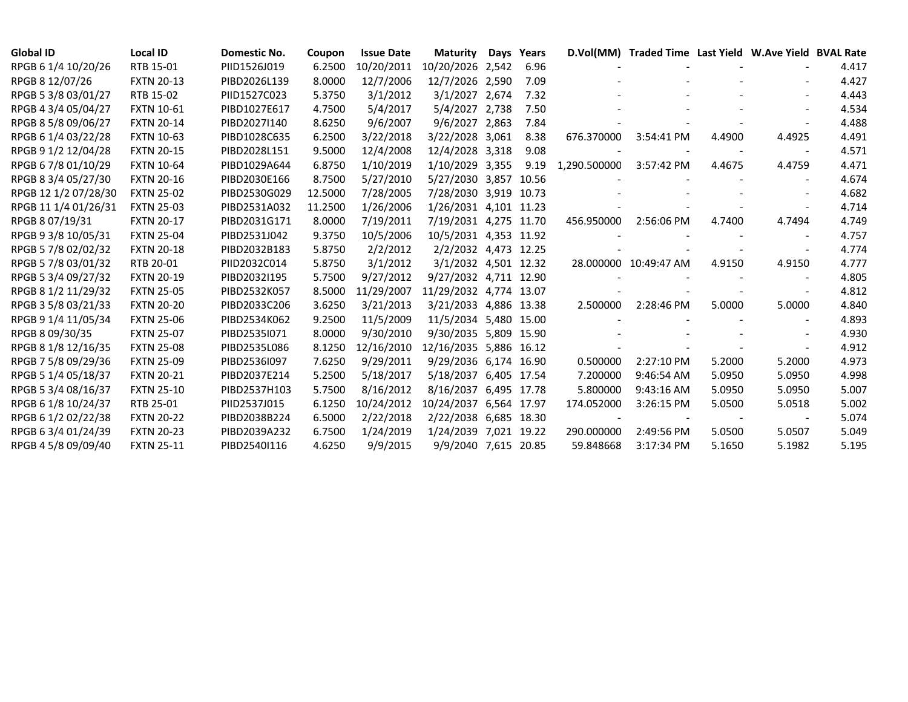| Global ID | Local ID | Domestic No. | Coupon | Issue Date | Maturity | Days | Years | D.Vol(MM) | Traded Time | Last Yield | W.Ave Yield | BVAL Rate |
|---|---|---|---|---|---|---|---|---|---|---|---|---|
| RPGB 6 1/4 10/20/26 | RTB 15-01 | PIID1526J019 | 6.2500 | 10/20/2011 | 10/20/2026 | 2,542 | 6.96 | - | - | - | - | 4.417 |
| RPGB 8 12/07/26 | FXTN 20-13 | PIBD2026L139 | 8.0000 | 12/7/2006 | 12/7/2026 | 2,590 | 7.09 | - | - | - | - | 4.427 |
| RPGB 5 3/8 03/01/27 | RTB 15-02 | PIID1527C023 | 5.3750 | 3/1/2012 | 3/1/2027 | 2,674 | 7.32 | - | - | - | - | 4.443 |
| RPGB 4 3/4 05/04/27 | FXTN 10-61 | PIBD1027E617 | 4.7500 | 5/4/2017 | 5/4/2027 | 2,738 | 7.50 | - | - | - | - | 4.534 |
| RPGB 8 5/8 09/06/27 | FXTN 20-14 | PIBD2027I140 | 8.6250 | 9/6/2007 | 9/6/2027 | 2,863 | 7.84 | - | - | - | - | 4.488 |
| RPGB 6 1/4 03/22/28 | FXTN 10-63 | PIBD1028C635 | 6.2500 | 3/22/2018 | 3/22/2028 | 3,061 | 8.38 | 676.370000 | 3:54:41 PM | 4.4900 | 4.4925 | 4.491 |
| RPGB 9 1/2 12/04/28 | FXTN 20-15 | PIBD2028L151 | 9.5000 | 12/4/2008 | 12/4/2028 | 3,318 | 9.08 | - | - | - | - | 4.571 |
| RPGB 6 7/8 01/10/29 | FXTN 10-64 | PIBD1029A644 | 6.8750 | 1/10/2019 | 1/10/2029 | 3,355 | 9.19 | 1,290.500000 | 3:57:42 PM | 4.4675 | 4.4759 | 4.471 |
| RPGB 8 3/4 05/27/30 | FXTN 20-16 | PIBD2030E166 | 8.7500 | 5/27/2010 | 5/27/2030 | 3,857 | 10.56 | - | - | - | - | 4.674 |
| RPGB 12 1/2 07/28/30 | FXTN 25-02 | PIBD2530G029 | 12.5000 | 7/28/2005 | 7/28/2030 | 3,919 | 10.73 | - | - | - | - | 4.682 |
| RPGB 11 1/4 01/26/31 | FXTN 25-03 | PIBD2531A032 | 11.2500 | 1/26/2006 | 1/26/2031 | 4,101 | 11.23 | - | - | - | - | 4.714 |
| RPGB 8 07/19/31 | FXTN 20-17 | PIBD2031G171 | 8.0000 | 7/19/2011 | 7/19/2031 | 4,275 | 11.70 | 456.950000 | 2:56:06 PM | 4.7400 | 4.7494 | 4.749 |
| RPGB 9 3/8 10/05/31 | FXTN 25-04 | PIBD2531J042 | 9.3750 | 10/5/2006 | 10/5/2031 | 4,353 | 11.92 | - | - | - | - | 4.757 |
| RPGB 5 7/8 02/02/32 | FXTN 20-18 | PIBD2032B183 | 5.8750 | 2/2/2012 | 2/2/2032 | 4,473 | 12.25 | - | - | - | - | 4.774 |
| RPGB 5 7/8 03/01/32 | RTB 20-01 | PIID2032C014 | 5.8750 | 3/1/2012 | 3/1/2032 | 4,501 | 12.32 | 28.000000 | 10:49:47 AM | 4.9150 | 4.9150 | 4.777 |
| RPGB 5 3/4 09/27/32 | FXTN 20-19 | PIBD2032I195 | 5.7500 | 9/27/2012 | 9/27/2032 | 4,711 | 12.90 | - | - | - | - | 4.805 |
| RPGB 8 1/2 11/29/32 | FXTN 25-05 | PIBD2532K057 | 8.5000 | 11/29/2007 | 11/29/2032 | 4,774 | 13.07 | - | - | - | - | 4.812 |
| RPGB 3 5/8 03/21/33 | FXTN 20-20 | PIBD2033C206 | 3.6250 | 3/21/2013 | 3/21/2033 | 4,886 | 13.38 | 2.500000 | 2:28:46 PM | 5.0000 | 5.0000 | 4.840 |
| RPGB 9 1/4 11/05/34 | FXTN 25-06 | PIBD2534K062 | 9.2500 | 11/5/2009 | 11/5/2034 | 5,480 | 15.00 | - | - | - | - | 4.893 |
| RPGB 8 09/30/35 | FXTN 25-07 | PIBD2535I071 | 8.0000 | 9/30/2010 | 9/30/2035 | 5,809 | 15.90 | - | - | - | - | 4.930 |
| RPGB 8 1/8 12/16/35 | FXTN 25-08 | PIBD2535L086 | 8.1250 | 12/16/2010 | 12/16/2035 | 5,886 | 16.12 | - | - | - | - | 4.912 |
| RPGB 7 5/8 09/29/36 | FXTN 25-09 | PIBD2536I097 | 7.6250 | 9/29/2011 | 9/29/2036 | 6,174 | 16.90 | 0.500000 | 2:27:10 PM | 5.2000 | 5.2000 | 4.973 |
| RPGB 5 1/4 05/18/37 | FXTN 20-21 | PIBD2037E214 | 5.2500 | 5/18/2017 | 5/18/2037 | 6,405 | 17.54 | 7.200000 | 9:46:54 AM | 5.0950 | 5.0950 | 4.998 |
| RPGB 5 3/4 08/16/37 | FXTN 25-10 | PIBD2537H103 | 5.7500 | 8/16/2012 | 8/16/2037 | 6,495 | 17.78 | 5.800000 | 9:43:16 AM | 5.0950 | 5.0950 | 5.007 |
| RPGB 6 1/8 10/24/37 | RTB 25-01 | PIID2537J015 | 6.1250 | 10/24/2012 | 10/24/2037 | 6,564 | 17.97 | 174.052000 | 3:26:15 PM | 5.0500 | 5.0518 | 5.002 |
| RPGB 6 1/2 02/22/38 | FXTN 20-22 | PIBD2038B224 | 6.5000 | 2/22/2018 | 2/22/2038 | 6,685 | 18.30 | - | - | - | - | 5.074 |
| RPGB 6 3/4 01/24/39 | FXTN 20-23 | PIBD2039A232 | 6.7500 | 1/24/2019 | 1/24/2039 | 7,021 | 19.22 | 290.000000 | 2:49:56 PM | 5.0500 | 5.0507 | 5.049 |
| RPGB 4 5/8 09/09/40 | FXTN 25-11 | PIBD2540I116 | 4.6250 | 9/9/2015 | 9/9/2040 | 7,615 | 20.85 | 59.848668 | 3:17:34 PM | 5.1650 | 5.1982 | 5.195 |